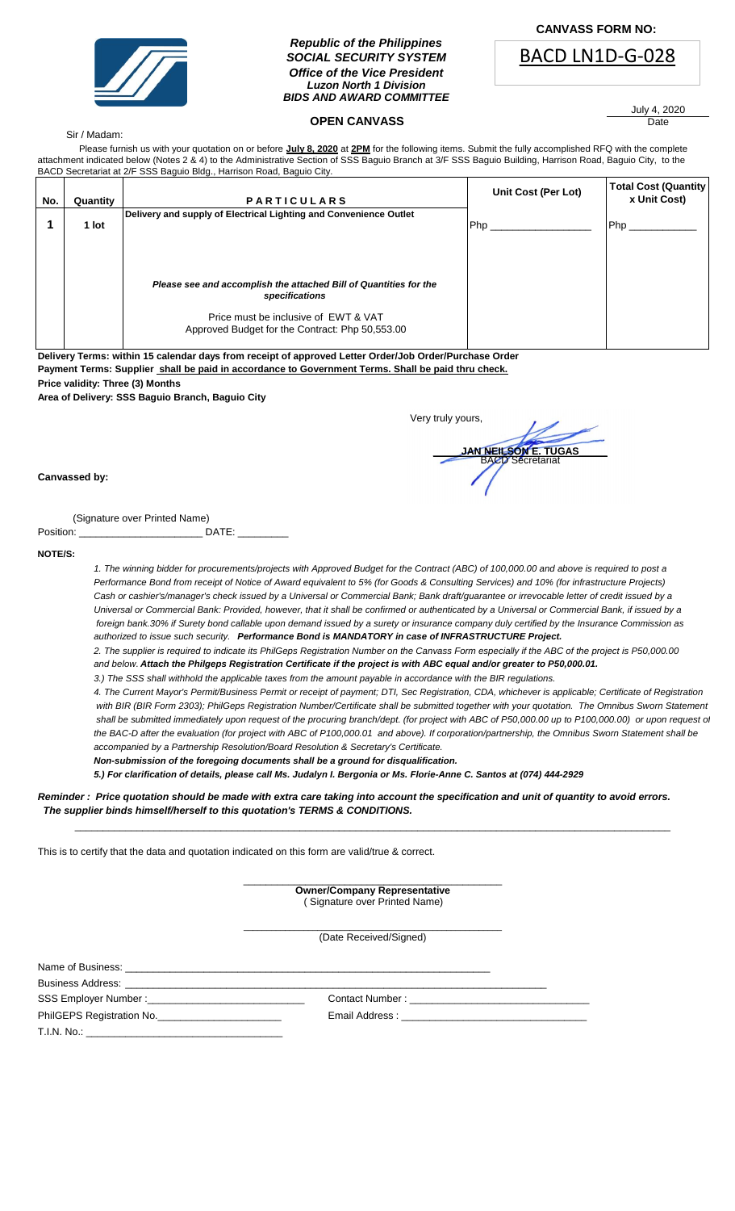**CANVASS FORM NO:**

BACD LN1D-G-028

***Republic of the Philippines***
***SOCIAL SECURITY SYSTEM***
***Office of the Vice President***
***Luzon North 1 Division***
***BIDS AND AWARD COMMITTEE***

July 4, 2020
Date

## OPEN CANVASS

Sir / Madam:

Please furnish us with your quotation on or before **July 8, 2020** at **2PM** for the following items. Submit the fully accomplished RFQ with the complete attachment indicated below (Notes 2 & 4) to the Administrative Section of SSS Baguio Branch at 3/F SSS Baguio Building, Harrison Road, Baguio City, to the BACD Secretariat at 2/F SSS Baguio Bldg., Harrison Road, Baguio City.

| No. | Quantity | PARTICULARS | Unit Cost (Per Lot) | Total Cost (Quantity x Unit Cost) |
|---|---|---|---|---|
| 1 | 1 lot | **Delivery and supply of Electrical Lighting and Convenience Outlet**<br><br>***Please see and accomplish the attached Bill of Quantities for the specifications***<br><br>Price must be inclusive of EWT & VAT<br>Approved Budget for the Contract: Php 50,553.00 | Php ________________ | Php ___________ |

**Delivery Terms: within 15 calendar days from receipt of approved Letter Order/Job Order/Purchase Order**
**Payment Terms: Supplier shall be paid in accordance to Government Terms. Shall be paid thru check.**
**Price validity: Three (3) Months**
**Area of Delivery: SSS Baguio Branch, Baguio City**

Very truly yours,

**JAN NEILSON E. TUGAS**
BACD Secretariat

**Canvassed by:**

(Signature over Printed Name)
Position: ____________________ DATE: ________

**NOTE/S:**

*1. The winning bidder for procurements/projects with Approved Budget for the Contract (ABC) of 100,000.00 and above is required to post a Performance Bond from receipt of Notice of Award equivalent to 5% (for Goods & Consulting Services) and 10% (for infrastructure Projects) Cash or cashier's/manager's check issued by a Universal or Commercial Bank; Bank draft/guarantee or irrevocable letter of credit issued by a Universal or Commercial Bank: Provided, however, that it shall be confirmed or authenticated by a Universal or Commercial Bank, if issued by a foreign bank.30% if Surety bond callable upon demand issued by a surety or insurance company duly certified by the Insurance Commission as authorized to issue such security.* ***Performance Bond is MANDATORY in case of INFRASTRUCTURE Project.***

*2. The supplier is required to indicate its PhilGeps Registration Number on the Canvass Form especially if the ABC of the project is P50,000.00 and below.* ***Attach the Philgeps Registration Certificate if the project is with ABC equal and/or greater to P50,000.01.***

*3.) The SSS shall withhold the applicable taxes from the amount payable in accordance with the BIR regulations.*

*4. The Current Mayor's Permit/Business Permit or receipt of payment; DTI, Sec Registration, CDA, whichever is applicable; Certificate of Registration with BIR (BIR Form 2303); PhilGeps Registration Number/Certificate shall be submitted together with your quotation. The Omnibus Sworn Statement shall be submitted immediately upon request of the procuring branch/dept. (for project with ABC of P50,000.00 up to P100,000.00) or upon request of the BAC-D after the evaluation (for project with ABC of P100,000.01 and above). If corporation/partnership, the Omnibus Sworn Statement shall be accompanied by a Partnership Resolution/Board Resolution & Secretary's Certificate.*

***Non-submission of the foregoing documents shall be a ground for disqualification.***

***5.) For clarification of details, please call Ms. Judalyn I. Bergonia or Ms. Florie-Anne C. Santos at (074) 444-2929***

***Reminder : Price quotation should be made with extra care taking into account the specification and unit of quantity to avoid errors. The supplier binds himself/herself to this quotation's TERMS & CONDITIONS.***

This is to certify that the data and quotation indicated on this form are valid/true & correct.

______________________________
**Owner/Company Representative**
( Signature over Printed Name)

______________________________
(Date Received/Signed)

Name of Business: ______________________________
Business Address: ______________________________
SSS Employer Number :______________________ Contact Number : ______________________
PhilGEPS Registration No.______________________ Email Address : ______________________
T.I.N. No.: ______________________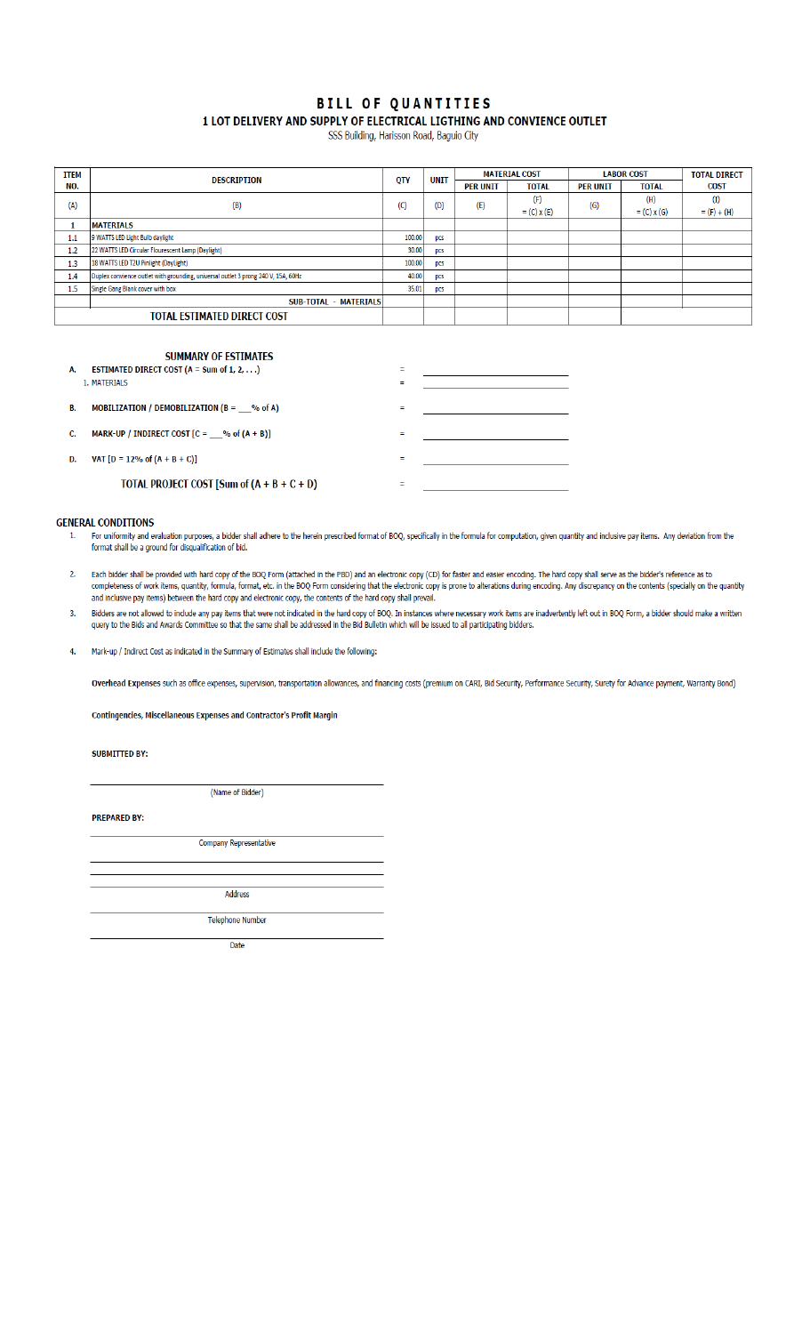# BILL OF QUANTITIES

## 1 LOT DELIVERY AND SUPPLY OF ELECTRICAL LIGTHING AND CONVIENCE OUTLET

SSS Building, Harisson Road, Baguio City

| ITEM NO. | DESCRIPTION | QTY | UNIT | MATERIAL COST | | LABOR COST | | TOTAL DIRECT COST |
|---|---|---|---|---|---|---|---|---|
| | | | | PER UNIT | TOTAL | PER UNIT | TOTAL | |
| (A) | (B) | (C) | (D) | (E) | (F) = (C) x (E) | (G) | (H) = (C) x (G) | (I) = (F) + (H) |
| 1 | MATERIALS | | | | | | | |
| 1.1 | 9 WATTS LED Light Bulb daylight | 100.00 | pcs | | | | | |
| 1.2 | 22 WATTS LED Circular Flourescent Lamp (Daylight) | 30.00 | pcs | | | | | |
| 1.3 | 18 WATTS LED T2U Pinlight (Daylight) | 100.00 | pcs | | | | | |
| 1.4 | Duplex convience outlet with grounding, universal outlet 3 prong 240 V, 15A, 60Hz | 40.00 | pcs | | | | | |
| 1.5 | Single Gang Blank cover with box | 35.01 | pcs | | | | | |
| | SUB-TOTAL - MATERIALS | | | | | | | |
| | TOTAL ESTIMATED DIRECT COST | | | | | | | |

### SUMMARY OF ESTIMATES

**A. ESTIMATED DIRECT COST (A = Sum of 1, 2, . . .)** = ____________________

1. MATERIALS = ____________________

**B. MOBILIZATION / DEMOBILIZATION (B = \_\_\_% of A)** = ____________________

**C. MARK-UP / INDIRECT COST [C = \_\_\_% of (A + B)]** = ____________________

**D. VAT [D = 12% of (A + B + C)]** = ____________________

**TOTAL PROJECT COST [Sum of (A + B + C + D)** = ____________________

### GENERAL CONDITIONS

1. For uniformity and evaluation purposes, a bidder shall adhere to the herein prescribed format of BOQ, specifically in the formula for computation, given quantity and inclusive pay items. Any deviation from the format shall be a ground for disqualification of bid.

2. Each bidder shall be provided with hard copy of the BOQ Form (attached in the PBD) and an electronic copy (CD) for faster and easier encoding. The hard copy shall serve as the bidder's reference as to completeness of work items, quantity, formula, format, etc. in the BOQ Form considering that the electronic copy is prone to alterations during encoding. Any discrepancy on the contents (specially on the quantity and inclusive pay items) between the hard copy and electronic copy, the contents of the hard copy shall prevail.

3. Bidders are not allowed to include any pay items that were not indicated in the hard copy of BOQ. In instances where necessary work items are inadvertently left out in BOQ Form, a bidder should make a written query to the Bids and Awards Committee so that the same shall be addressed in the Bid Bulletin which will be issued to all participating bidders.

4. Mark-up / Indirect Cost as indicated in the Summary of Estimates shall include the following:

**Overhead Expenses** such as office expenses, supervision, transportation allowances, and financing costs (premium on CARI, Bid Security, Performance Security, Surety for Advance payment, Warranty Bond)

**Contingencies, Miscellaneous Expenses and Contractor's Profit Margin**

**SUBMITTED BY:**

____________________
(Name of Bidder)

**PREPARED BY:**

____________________
Company Representative

____________________

____________________
Address

____________________
Telephone Number

____________________
Date